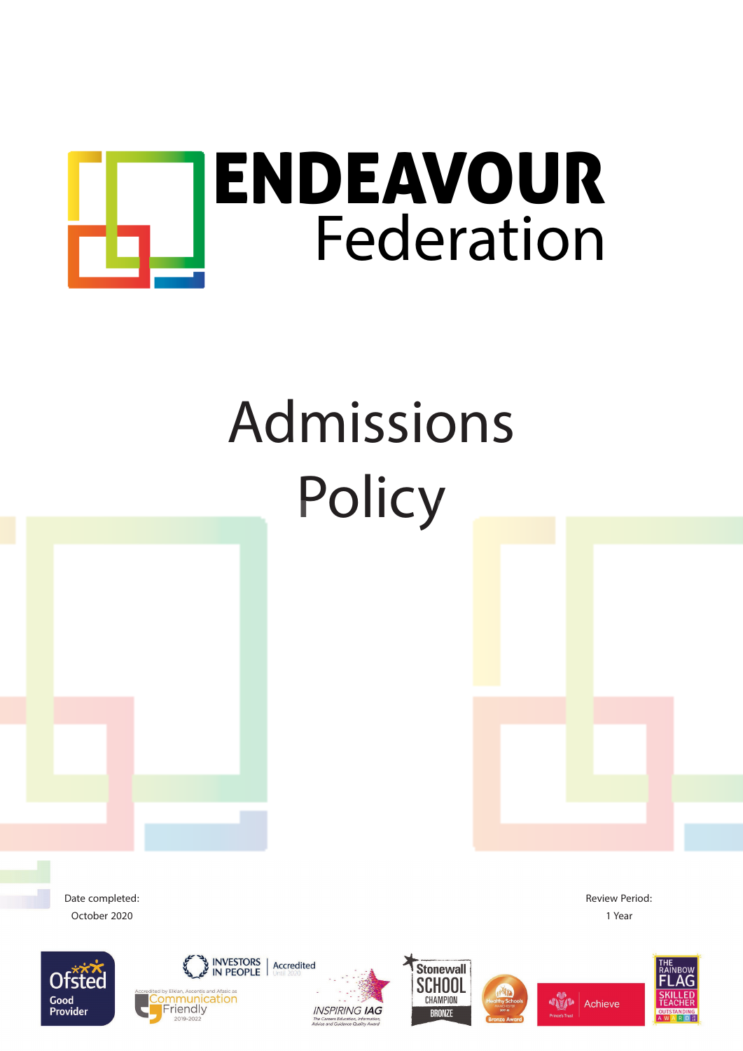# ENDEAVOUR Federation

# Admissions Policy

Date completed:
October 2020

Review Period:
1 Year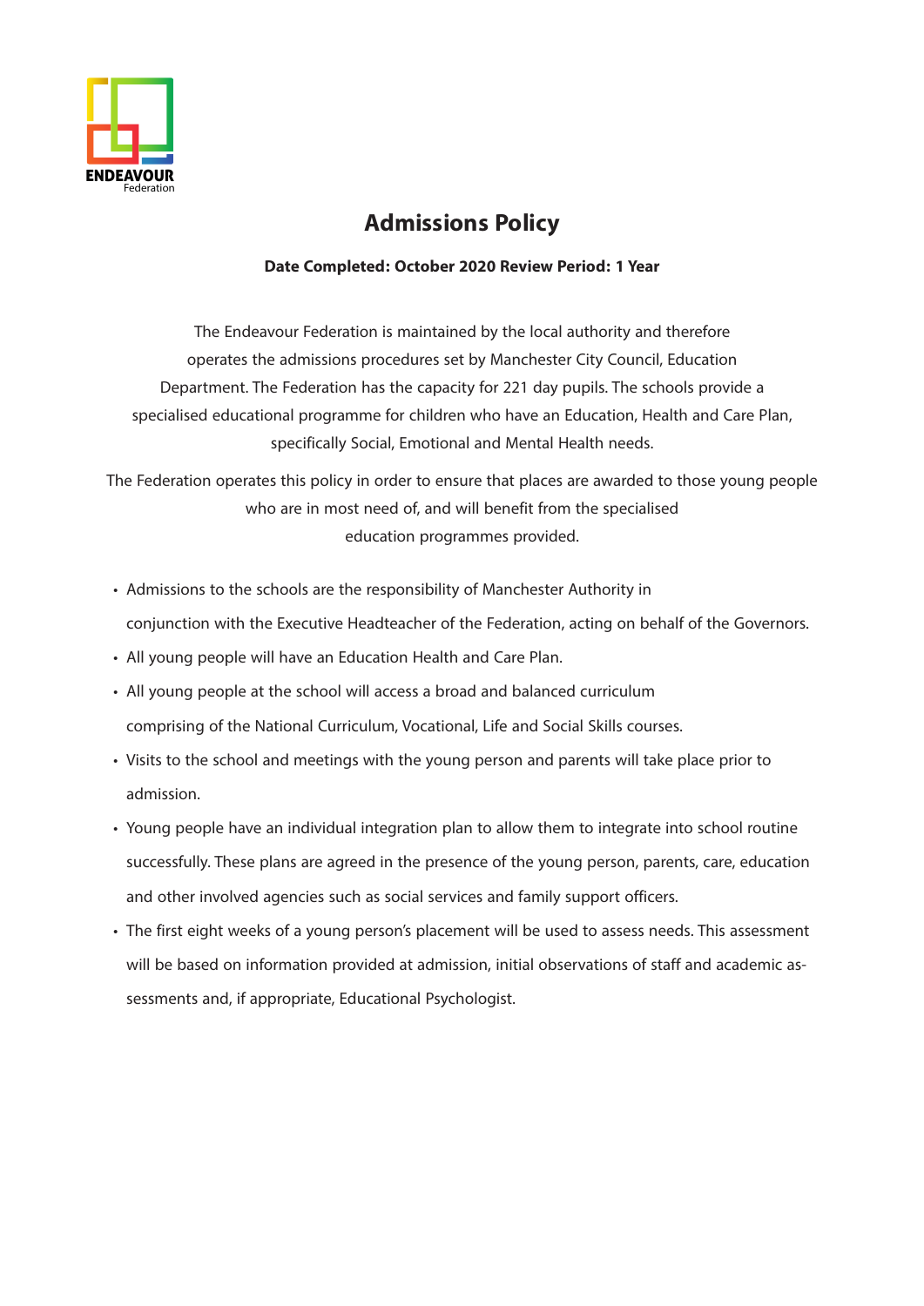ENDEAVOUR
Federation

# Admissions Policy

**Date Completed: October 2020 Review Period: 1 Year**

The Endeavour Federation is maintained by the local authority and therefore operates the admissions procedures set by Manchester City Council, Education Department. The Federation has the capacity for 221 day pupils. The schools provide a specialised educational programme for children who have an Education, Health and Care Plan, specifically Social, Emotional and Mental Health needs.

The Federation operates this policy in order to ensure that places are awarded to those young people who are in most need of, and will benefit from the specialised education programmes provided.

- Admissions to the schools are the responsibility of Manchester Authority in conjunction with the Executive Headteacher of the Federation, acting on behalf of the Governors.
- All young people will have an Education Health and Care Plan.
- All young people at the school will access a broad and balanced curriculum comprising of the National Curriculum, Vocational, Life and Social Skills courses.
- Visits to the school and meetings with the young person and parents will take place prior to admission.
- Young people have an individual integration plan to allow them to integrate into school routine successfully. These plans are agreed in the presence of the young person, parents, care, education and other involved agencies such as social services and family support officers.
- The first eight weeks of a young person's placement will be used to assess needs. This assessment will be based on information provided at admission, initial observations of staff and academic assessments and, if appropriate, Educational Psychologist.